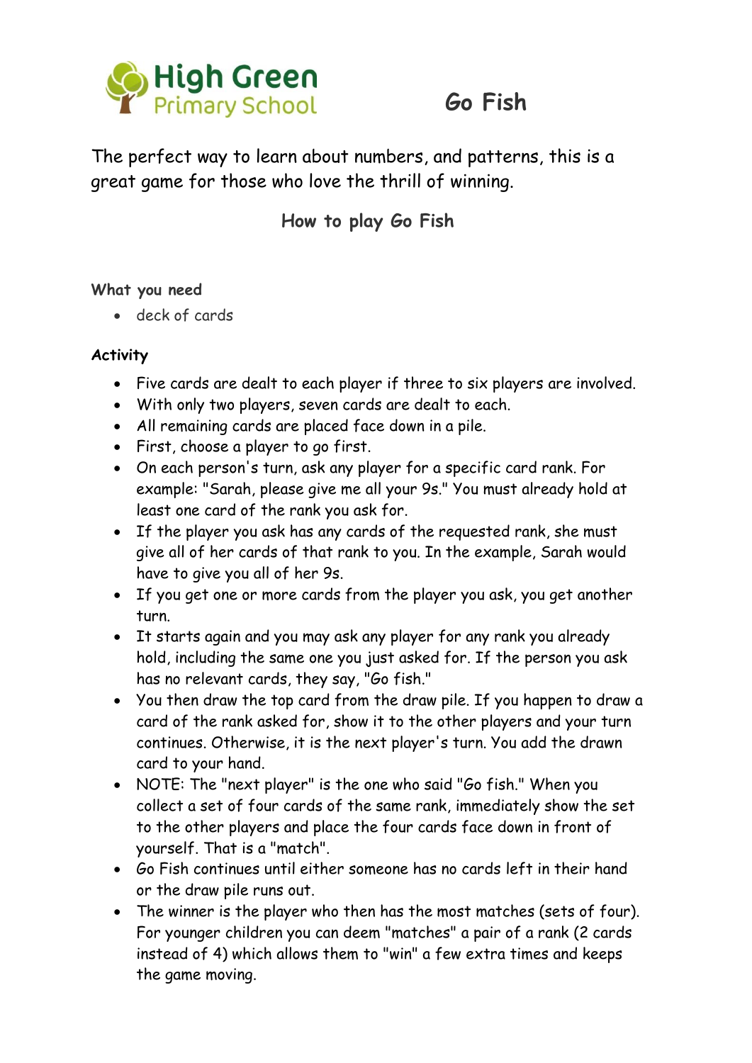High Green Primary School

# Go Fish

The perfect way to learn about numbers, and patterns, this is a great game for those who love the thrill of winning.

## How to play Go Fish

### What you need

- deck of cards

### Activity

- Five cards are dealt to each player if three to six players are involved.
- With only two players, seven cards are dealt to each.
- All remaining cards are placed face down in a pile.
- First, choose a player to go first.
- On each person's turn, ask any player for a specific card rank. For example: "Sarah, please give me all your 9s." You must already hold at least one card of the rank you ask for.
- If the player you ask has any cards of the requested rank, she must give all of her cards of that rank to you. In the example, Sarah would have to give you all of her 9s.
- If you get one or more cards from the player you ask, you get another turn.
- It starts again and you may ask any player for any rank you already hold, including the same one you just asked for. If the person you ask has no relevant cards, they say, "Go fish."
- You then draw the top card from the draw pile. If you happen to draw a card of the rank asked for, show it to the other players and your turn continues. Otherwise, it is the next player's turn. You add the drawn card to your hand.
- NOTE: The "next player" is the one who said "Go fish." When you collect a set of four cards of the same rank, immediately show the set to the other players and place the four cards face down in front of yourself. That is a "match".
- Go Fish continues until either someone has no cards left in their hand or the draw pile runs out.
- The winner is the player who then has the most matches (sets of four). For younger children you can deem "matches" a pair of a rank (2 cards instead of 4) which allows them to "win" a few extra times and keeps the game moving.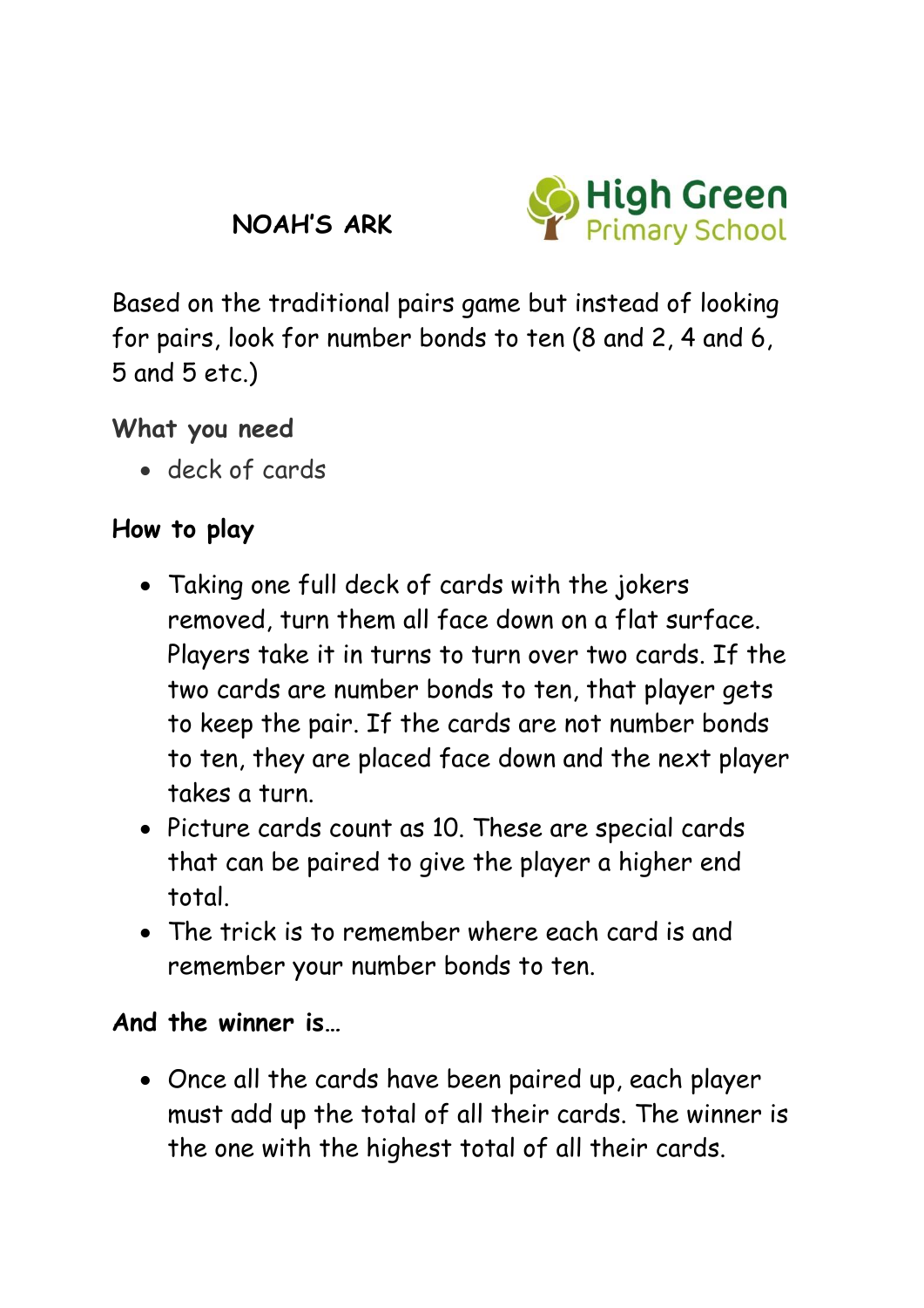# NOAH'S ARK

High Green Primary School

Based on the traditional pairs game but instead of looking for pairs, look for number bonds to ten (8 and 2, 4 and 6, 5 and 5 etc.)

**What you need**

- deck of cards

**How to play**

- Taking one full deck of cards with the jokers removed, turn them all face down on a flat surface. Players take it in turns to turn over two cards. If the two cards are number bonds to ten, that player gets to keep the pair. If the cards are not number bonds to ten, they are placed face down and the next player takes a turn.
- Picture cards count as 10. These are special cards that can be paired to give the player a higher end total.
- The trick is to remember where each card is and remember your number bonds to ten.

**And the winner is…**

- Once all the cards have been paired up, each player must add up the total of all their cards. The winner is the one with the highest total of all their cards.